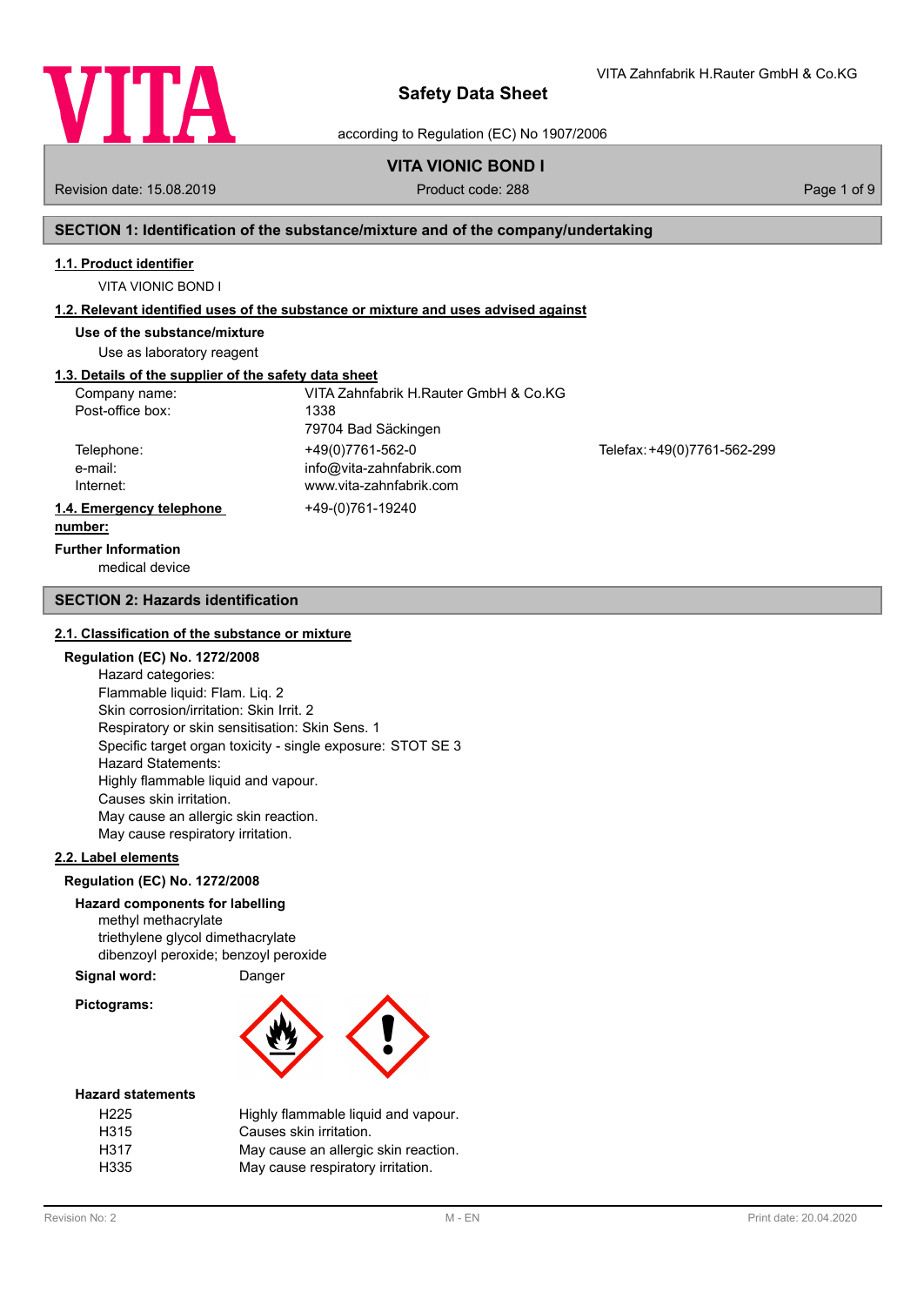# Safety Data Sheet

according to Regulation (EC) No 1907/2006

## VITA VIONIC BOND I

Revision date: 15.08.2019 | Product code: 288

## SECTION 1: Identification of the substance/mixture and of the company/undertaking

### 1.1. Product identifier

VITA VIONIC BOND I

### 1.2. Relevant identified uses of the substance or mixture and uses advised against

**Use of the substance/mixture**

Use as laboratory reagent

### 1.3. Details of the supplier of the safety data sheet

| | | |
|---|---|---|
| Company name: | VITA Zahnfabrik H.Rauter GmbH & Co.KG | |
| Post-office box: | 1338 | |
| | 79704 Bad Säckingen | |
| Telephone: | +49(0)7761-562-0 | Telefax: +49(0)7761-562-299 |
| e-mail: | info@vita-zahnfabrik.com | |
| Internet: | www.vita-zahnfabrik.com | |

### 1.4. Emergency telephone number:

+49-(0)761-19240

**Further Information**

medical device

## SECTION 2: Hazards identification

### 2.1. Classification of the substance or mixture

**Regulation (EC) No. 1272/2008**

Hazard categories:
Flammable liquid: Flam. Liq. 2
Skin corrosion/irritation: Skin Irrit. 2
Respiratory or skin sensitisation: Skin Sens. 1
Specific target organ toxicity - single exposure: STOT SE 3
Hazard Statements:
Highly flammable liquid and vapour.
Causes skin irritation.
May cause an allergic skin reaction.
May cause respiratory irritation.

### 2.2. Label elements

**Regulation (EC) No. 1272/2008**

**Hazard components for labelling**

methyl methacrylate
triethylene glycol dimethacrylate
dibenzoyl peroxide; benzoyl peroxide

**Signal word:** Danger

**Pictograms:**

**Hazard statements**

| | |
|---|---|
| H225 | Highly flammable liquid and vapour. |
| H315 | Causes skin irritation. |
| H317 | May cause an allergic skin reaction. |
| H335 | May cause respiratory irritation. |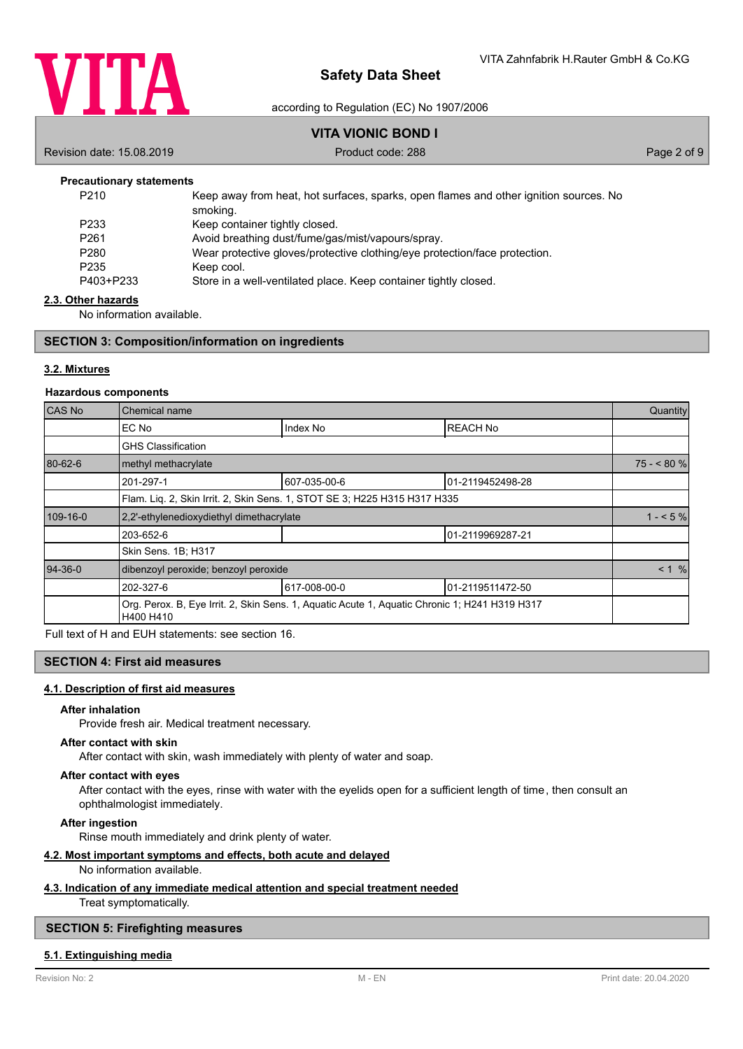**Precautionary statements**

| | |
|---|---|
| P210 | Keep away from heat, hot surfaces, sparks, open flames and other ignition sources. No smoking. |
| P233 | Keep container tightly closed. |
| P261 | Avoid breathing dust/fume/gas/mist/vapours/spray. |
| P280 | Wear protective gloves/protective clothing/eye protection/face protection. |
| P235 | Keep cool. |
| P403+P233 | Store in a well-ventilated place. Keep container tightly closed. |

### 2.3. Other hazards

No information available.

## SECTION 3: Composition/information on ingredients

### 3.2. Mixtures

**Hazardous components**

| CAS No | Chemical name | | | Quantity |
|---|---|---|---|---|
| | EC No | Index No | REACH No | |
| | GHS Classification | | | |
| 80-62-6 | methyl methacrylate | | | 75 - < 80 % |
| | 201-297-1 | 607-035-00-6 | 01-2119452498-28 | |
| | Flam. Liq. 2, Skin Irrit. 2, Skin Sens. 1, STOT SE 3; H225 H315 H317 H335 | | | |
| 109-16-0 | 2,2'-ethylenedioxydiethyl dimethacrylate | | | 1 - < 5 % |
| | 203-652-6 | | 01-2119969287-21 | |
| | Skin Sens. 1B; H317 | | | |
| 94-36-0 | dibenzoyl peroxide; benzoyl peroxide | | | < 1 % |
| | 202-327-6 | 617-008-00-0 | 01-2119511472-50 | |
| | Org. Perox. B, Eye Irrit. 2, Skin Sens. 1, Aquatic Acute 1, Aquatic Chronic 1; H241 H319 H317 H400 H410 | | | |

Full text of H and EUH statements: see section 16.

## SECTION 4: First aid measures

### 4.1. Description of first aid measures

**After inhalation**

Provide fresh air. Medical treatment necessary.

**After contact with skin**

After contact with skin, wash immediately with plenty of water and soap.

**After contact with eyes**

After contact with the eyes, rinse with water with the eyelids open for a sufficient length of time, then consult an ophthalmologist immediately.

**After ingestion**

Rinse mouth immediately and drink plenty of water.

### 4.2. Most important symptoms and effects, both acute and delayed

No information available.

### 4.3. Indication of any immediate medical attention and special treatment needed

Treat symptomatically.

## SECTION 5: Firefighting measures

### 5.1. Extinguishing media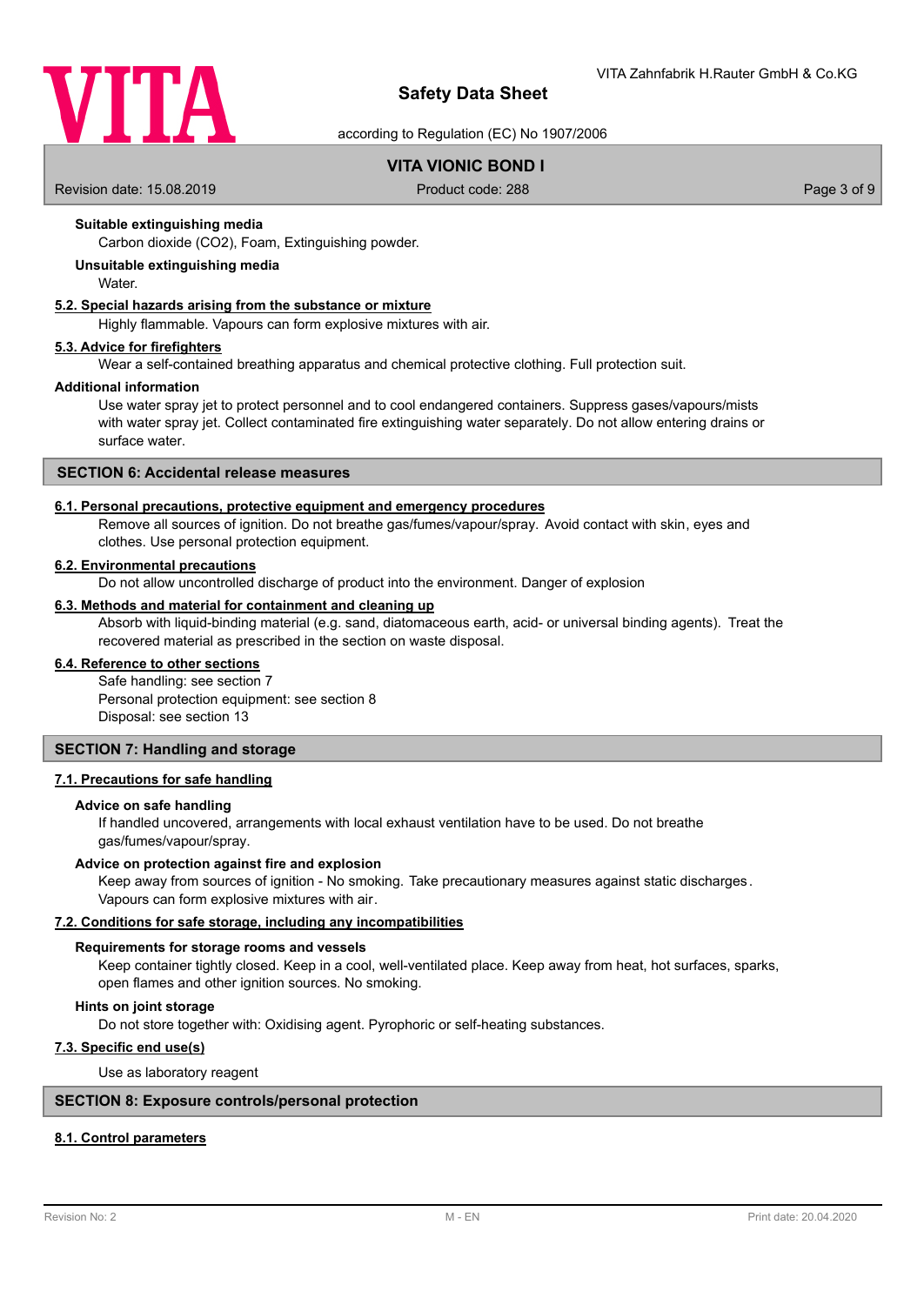**Suitable extinguishing media**

Carbon dioxide ($CO_2$), Foam, Extinguishing powder.

**Unsuitable extinguishing media**

Water.

### 5.2. Special hazards arising from the substance or mixture

Highly flammable. Vapours can form explosive mixtures with air.

### 5.3. Advice for firefighters

Wear a self-contained breathing apparatus and chemical protective clothing. Full protection suit.

**Additional information**

Use water spray jet to protect personnel and to cool endangered containers. Suppress gases/vapours/mists with water spray jet. Collect contaminated fire extinguishing water separately. Do not allow entering drains or surface water.

## SECTION 6: Accidental release measures

### 6.1. Personal precautions, protective equipment and emergency procedures

Remove all sources of ignition. Do not breathe gas/fumes/vapour/spray. Avoid contact with skin, eyes and clothes. Use personal protection equipment.

### 6.2. Environmental precautions

Do not allow uncontrolled discharge of product into the environment. Danger of explosion

### 6.3. Methods and material for containment and cleaning up

Absorb with liquid-binding material (e.g. sand, diatomaceous earth, acid- or universal binding agents). Treat the recovered material as prescribed in the section on waste disposal.

### 6.4. Reference to other sections

Safe handling: see section 7
Personal protection equipment: see section 8
Disposal: see section 13

## SECTION 7: Handling and storage

### 7.1. Precautions for safe handling

**Advice on safe handling**

If handled uncovered, arrangements with local exhaust ventilation have to be used. Do not breathe gas/fumes/vapour/spray.

**Advice on protection against fire and explosion**

Keep away from sources of ignition - No smoking. Take precautionary measures against static discharges. Vapours can form explosive mixtures with air.

### 7.2. Conditions for safe storage, including any incompatibilities

**Requirements for storage rooms and vessels**

Keep container tightly closed. Keep in a cool, well-ventilated place. Keep away from heat, hot surfaces, sparks, open flames and other ignition sources. No smoking.

**Hints on joint storage**

Do not store together with: Oxidising agent. Pyrophoric or self-heating substances.

### 7.3. Specific end use(s)

Use as laboratory reagent

## SECTION 8: Exposure controls/personal protection

### 8.1. Control parameters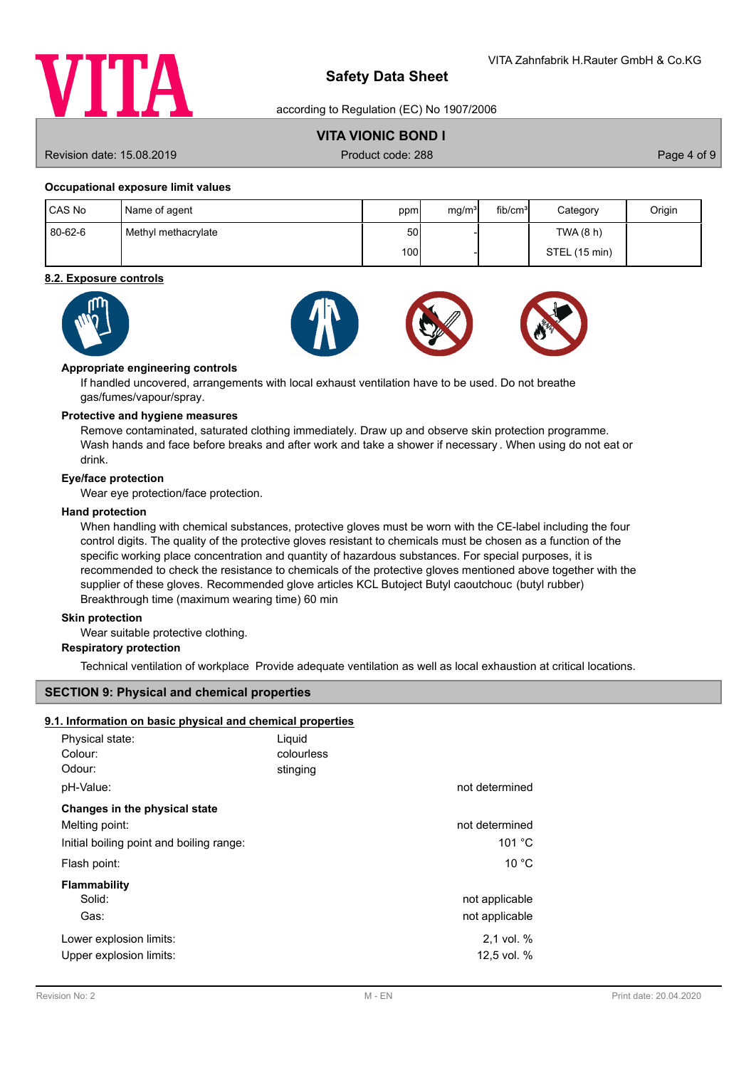**Occupational exposure limit values**

| CAS No | Name of agent | ppm | mg/m³ | fib/cm³ | Category | Origin |
|---|---|---|---|---|---|---|
| 80-62-6 | Methyl methacrylate | 50 | - | | TWA (8 h) | |
| | | 100 | - | | STEL (15 min) | |

## 8.2. Exposure controls

**Appropriate engineering controls**

If handled uncovered, arrangements with local exhaust ventilation have to be used. Do not breathe gas/fumes/vapour/spray.

**Protective and hygiene measures**

Remove contaminated, saturated clothing immediately. Draw up and observe skin protection programme. Wash hands and face before breaks and after work and take a shower if necessary . When using do not eat or drink.

**Eye/face protection**

Wear eye protection/face protection.

**Hand protection**

When handling with chemical substances, protective gloves must be worn with the CE-label including the four control digits. The quality of the protective gloves resistant to chemicals must be chosen as a function of the specific working place concentration and quantity of hazardous substances. For special purposes, it is recommended to check the resistance to chemicals of the protective gloves mentioned above together with the supplier of these gloves. Recommended glove articles KCL Butoject Butyl caoutchouc (butyl rubber) Breakthrough time (maximum wearing time) 60 min

**Skin protection**

Wear suitable protective clothing.

**Respiratory protection**

Technical ventilation of workplace Provide adequate ventilation as well as local exhaustion at critical locations.

## SECTION 9: Physical and chemical properties

### 9.1. Information on basic physical and chemical properties

| | | |
|---|---|---|
| Physical state: | Liquid | |
| Colour: | colourless | |
| Odour: | stinging | |
| pH-Value: | | not determined |
| **Changes in the physical state** | | |
| Melting point: | | not determined |
| Initial boiling point and boiling range: | | 101 °C |
| Flash point: | | 10 °C |
| **Flammability** | | |
| Solid: | | not applicable |
| Gas: | | not applicable |
| Lower explosion limits: | | 2,1 vol. % |
| Upper explosion limits: | | 12,5 vol. % |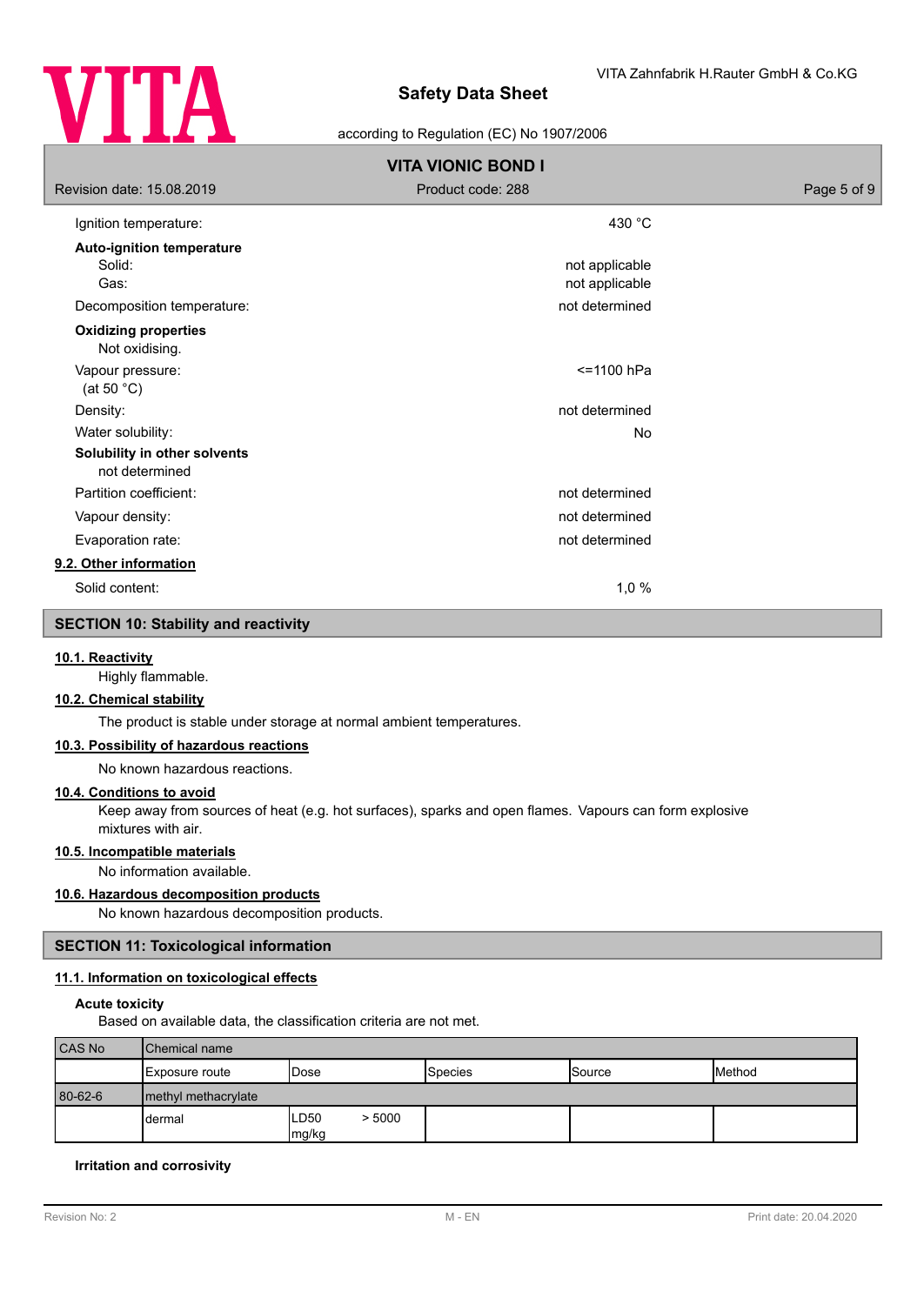| | |
|---|---|
| Ignition temperature: | 430 °C |

**Auto-ignition temperature**

| | |
|---|---|
| Solid: | not applicable |
| Gas: | not applicable |
| Decomposition temperature: | not determined |

**Oxidizing properties**

Not oxidising.

| | |
|---|---|
| Vapour pressure: (at 50 °C) | <=1100 hPa |
| Density: | not determined |
| Water solubility: | No |

**Solubility in other solvents**

not determined

| | |
|---|---|
| Partition coefficient: | not determined |
| Vapour density: | not determined |
| Evaporation rate: | not determined |

### 9.2. Other information

| | |
|---|---|
| Solid content: | 1,0 % |

## SECTION 10: Stability and reactivity

### 10.1. Reactivity

Highly flammable.

### 10.2. Chemical stability

The product is stable under storage at normal ambient temperatures.

### 10.3. Possibility of hazardous reactions

No known hazardous reactions.

### 10.4. Conditions to avoid

Keep away from sources of heat (e.g. hot surfaces), sparks and open flames. Vapours can form explosive mixtures with air.

### 10.5. Incompatible materials

No information available.

### 10.6. Hazardous decomposition products

No known hazardous decomposition products.

## SECTION 11: Toxicological information

### 11.1. Information on toxicological effects

**Acute toxicity**

Based on available data, the classification criteria are not met.

| CAS No | Chemical name | | | | |
|---|---|---|---|---|---|
| | Exposure route | Dose | Species | Source | Method |
| 80-62-6 | methyl methacrylate | | | | |
| | dermal | LD50 > 5000 mg/kg | | | |

**Irritation and corrosivity**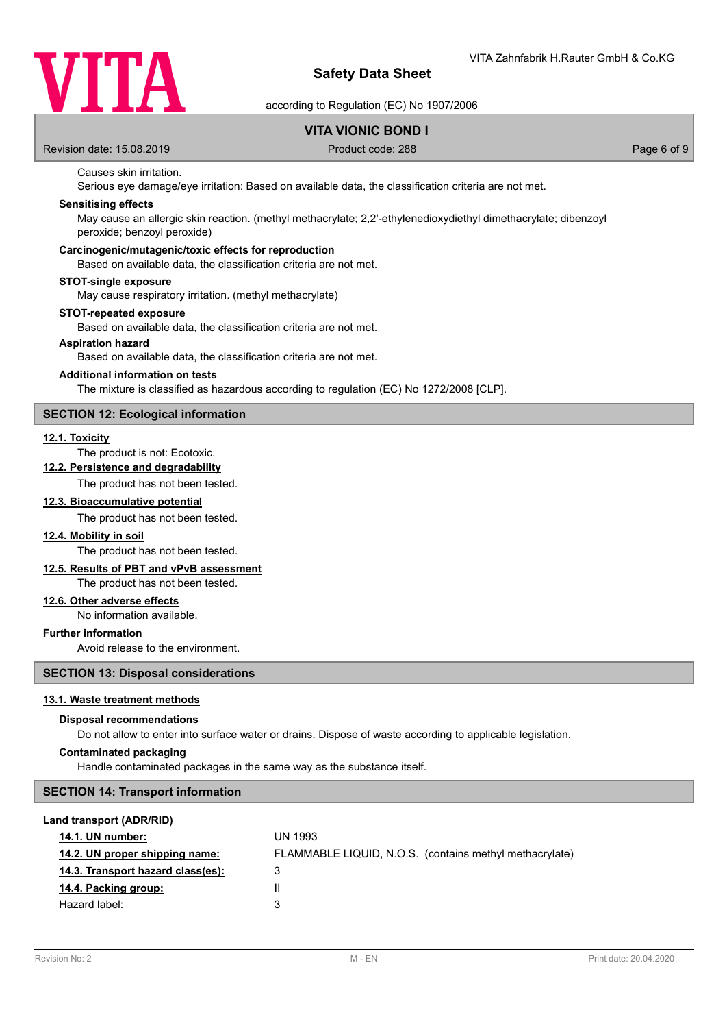Causes skin irritation.

Serious eye damage/eye irritation: Based on available data, the classification criteria are not met.

**Sensitising effects**

May cause an allergic skin reaction. (methyl methacrylate; 2,2'-ethylenedioxydiethyl dimethacrylate; dibenzoyl peroxide; benzoyl peroxide)

**Carcinogenic/mutagenic/toxic effects for reproduction**

Based on available data, the classification criteria are not met.

**STOT-single exposure**

May cause respiratory irritation. (methyl methacrylate)

**STOT-repeated exposure**

Based on available data, the classification criteria are not met.

**Aspiration hazard**

Based on available data, the classification criteria are not met.

**Additional information on tests**

The mixture is classified as hazardous according to regulation (EC) No 1272/2008 [CLP].

## SECTION 12: Ecological information

### 12.1. Toxicity

The product is not: Ecotoxic.

### 12.2. Persistence and degradability

The product has not been tested.

### 12.3. Bioaccumulative potential

The product has not been tested.

### 12.4. Mobility in soil

The product has not been tested.

### 12.5. Results of PBT and vPvB assessment

The product has not been tested.

### 12.6. Other adverse effects

No information available.

**Further information**

Avoid release to the environment.

## SECTION 13: Disposal considerations

### 13.1. Waste treatment methods

**Disposal recommendations**

Do not allow to enter into surface water or drains. Dispose of waste according to applicable legislation.

**Contaminated packaging**

Handle contaminated packages in the same way as the substance itself.

## SECTION 14: Transport information

**Land transport (ADR/RID)**

| | |
|---|---|
| **14.1. UN number:** | UN 1993 |
| **14.2. UN proper shipping name:** | FLAMMABLE LIQUID, N.O.S. (contains methyl methacrylate) |
| **14.3. Transport hazard class(es):** | 3 |
| **14.4. Packing group:** | II |
| Hazard label: | 3 |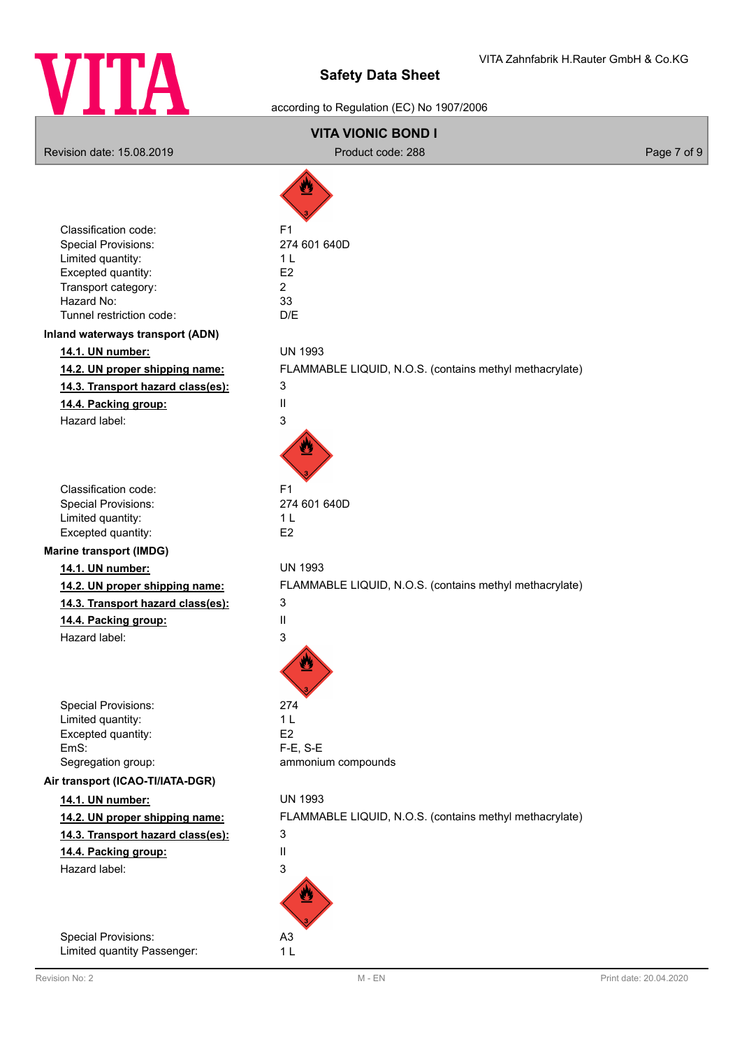| | |
|---|---|
| Classification code: | F1 |
| Special Provisions: | 274 601 640D |
| Limited quantity: | 1 L |
| Excepted quantity: | E2 |
| Transport category: | 2 |
| Hazard No: | 33 |
| Tunnel restriction code: | D/E |

**Inland waterways transport (ADN)**

| | |
|---|---|
| **14.1. UN number:** | UN 1993 |
| **14.2. UN proper shipping name:** | FLAMMABLE LIQUID, N.O.S. (contains methyl methacrylate) |
| **14.3. Transport hazard class(es):** | 3 |
| **14.4. Packing group:** | II |
| Hazard label: | 3 |
| Classification code: | F1 |
| Special Provisions: | 274 601 640D |
| Limited quantity: | 1 L |
| Excepted quantity: | E2 |

**Marine transport (IMDG)**

| | |
|---|---|
| **14.1. UN number:** | UN 1993 |
| **14.2. UN proper shipping name:** | FLAMMABLE LIQUID, N.O.S. (contains methyl methacrylate) |
| **14.3. Transport hazard class(es):** | 3 |
| **14.4. Packing group:** | II |
| Hazard label: | 3 |
| Special Provisions: | 274 |
| Limited quantity: | 1 L |
| Excepted quantity: | E2 |
| EmS: | F-E, S-E |
| Segregation group: | ammonium compounds |

**Air transport (ICAO-TI/IATA-DGR)**

| | |
|---|---|
| **14.1. UN number:** | UN 1993 |
| **14.2. UN proper shipping name:** | FLAMMABLE LIQUID, N.O.S. (contains methyl methacrylate) |
| **14.3. Transport hazard class(es):** | 3 |
| **14.4. Packing group:** | II |
| Hazard label: | 3 |
| Special Provisions: | A3 |
| Limited quantity Passenger: | 1 L |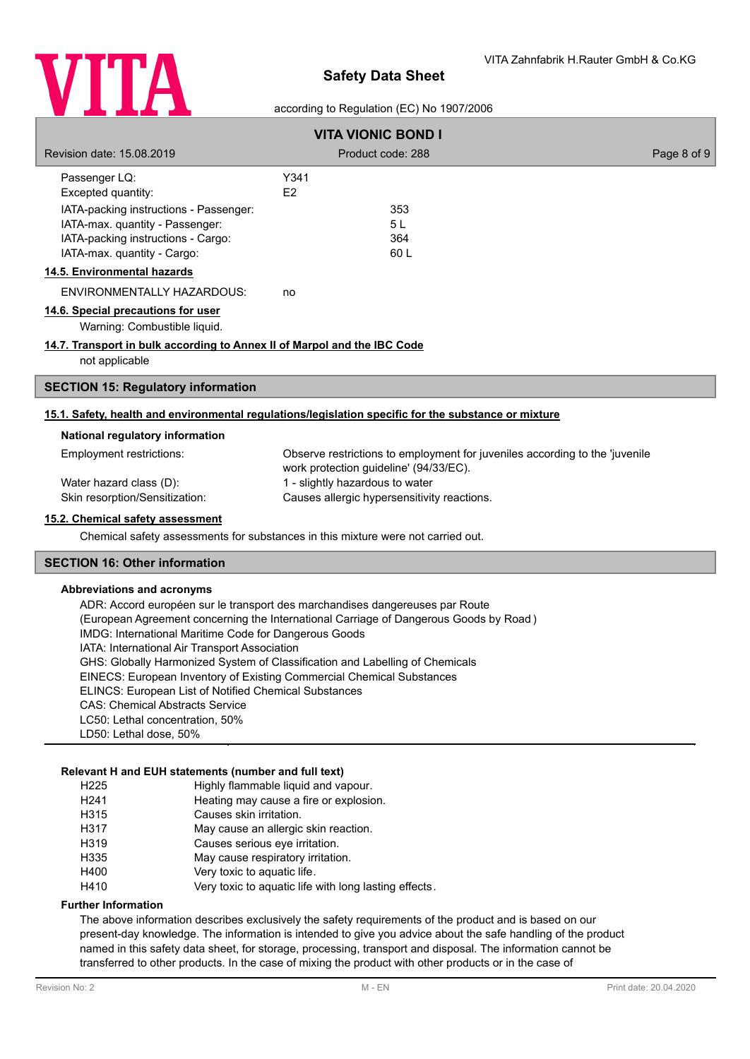| | |
|---|---|
| Passenger LQ: | Y341 |
| Excepted quantity: | E2 |
| IATA-packing instructions - Passenger: | 353 |
| IATA-max. quantity - Passenger: | 5 L |
| IATA-packing instructions - Cargo: | 364 |
| IATA-max. quantity - Cargo: | 60 L |

**14.5. Environmental hazards**

ENVIRONMENTALLY HAZARDOUS: no

**14.6. Special precautions for user**

Warning: Combustible liquid.

**14.7. Transport in bulk according to Annex II of Marpol and the IBC Code**

not applicable

## SECTION 15: Regulatory information

**15.1. Safety, health and environmental regulations/legislation specific for the substance or mixture**

**National regulatory information**

| | |
|---|---|
| Employment restrictions: | Observe restrictions to employment for juveniles according to the 'juvenile work protection guideline' (94/33/EC). |
| Water hazard class (D): | 1 - slightly hazardous to water |
| Skin resorption/Sensitization: | Causes allergic hypersensitivity reactions. |

**15.2. Chemical safety assessment**

Chemical safety assessments for substances in this mixture were not carried out.

## SECTION 16: Other information

**Abbreviations and acronyms**

ADR: Accord européen sur le transport des marchandises dangereuses par Route
(European Agreement concerning the International Carriage of Dangerous Goods by Road )
IMDG: International Maritime Code for Dangerous Goods
IATA: International Air Transport Association
GHS: Globally Harmonized System of Classification and Labelling of Chemicals
EINECS: European Inventory of Existing Commercial Chemical Substances
ELINCS: European List of Notified Chemical Substances
CAS: Chemical Abstracts Service
LC50: Lethal concentration, 50%
LD50: Lethal dose, 50%

**Relevant H and EUH statements (number and full text)**

| | |
|---|---|
| H225 | Highly flammable liquid and vapour. |
| H241 | Heating may cause a fire or explosion. |
| H315 | Causes skin irritation. |
| H317 | May cause an allergic skin reaction. |
| H319 | Causes serious eye irritation. |
| H335 | May cause respiratory irritation. |
| H400 | Very toxic to aquatic life. |
| H410 | Very toxic to aquatic life with long lasting effects. |

**Further Information**

The above information describes exclusively the safety requirements of the product and is based on our present-day knowledge. The information is intended to give you advice about the safe handling of the product named in this safety data sheet, for storage, processing, transport and disposal. The information cannot be transferred to other products. In the case of mixing the product with other products or in the case of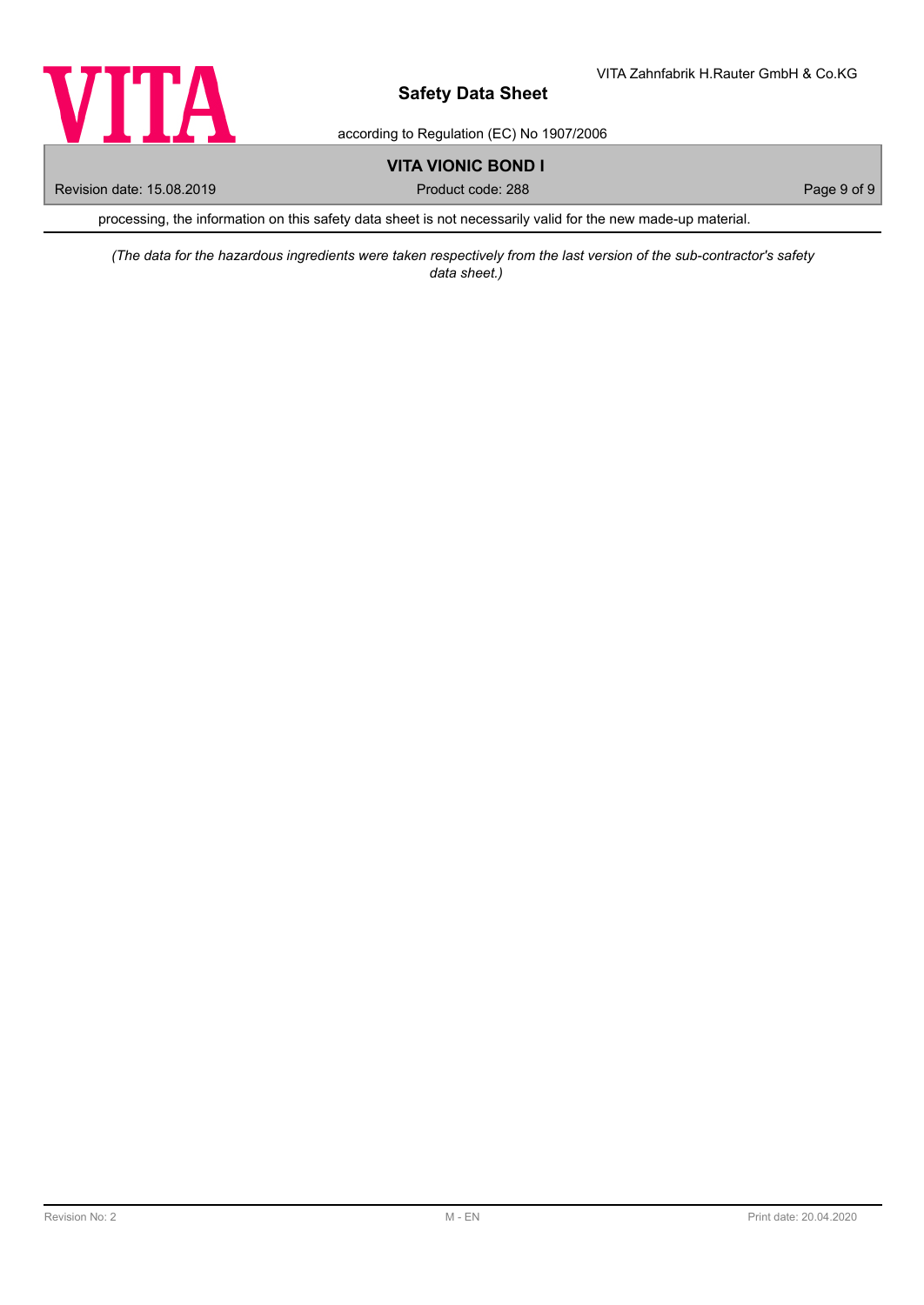processing, the information on this safety data sheet is not necessarily valid for the new made-up material.

*(The data for the hazardous ingredients were taken respectively from the last version of the sub-contractor's safety data sheet.)*